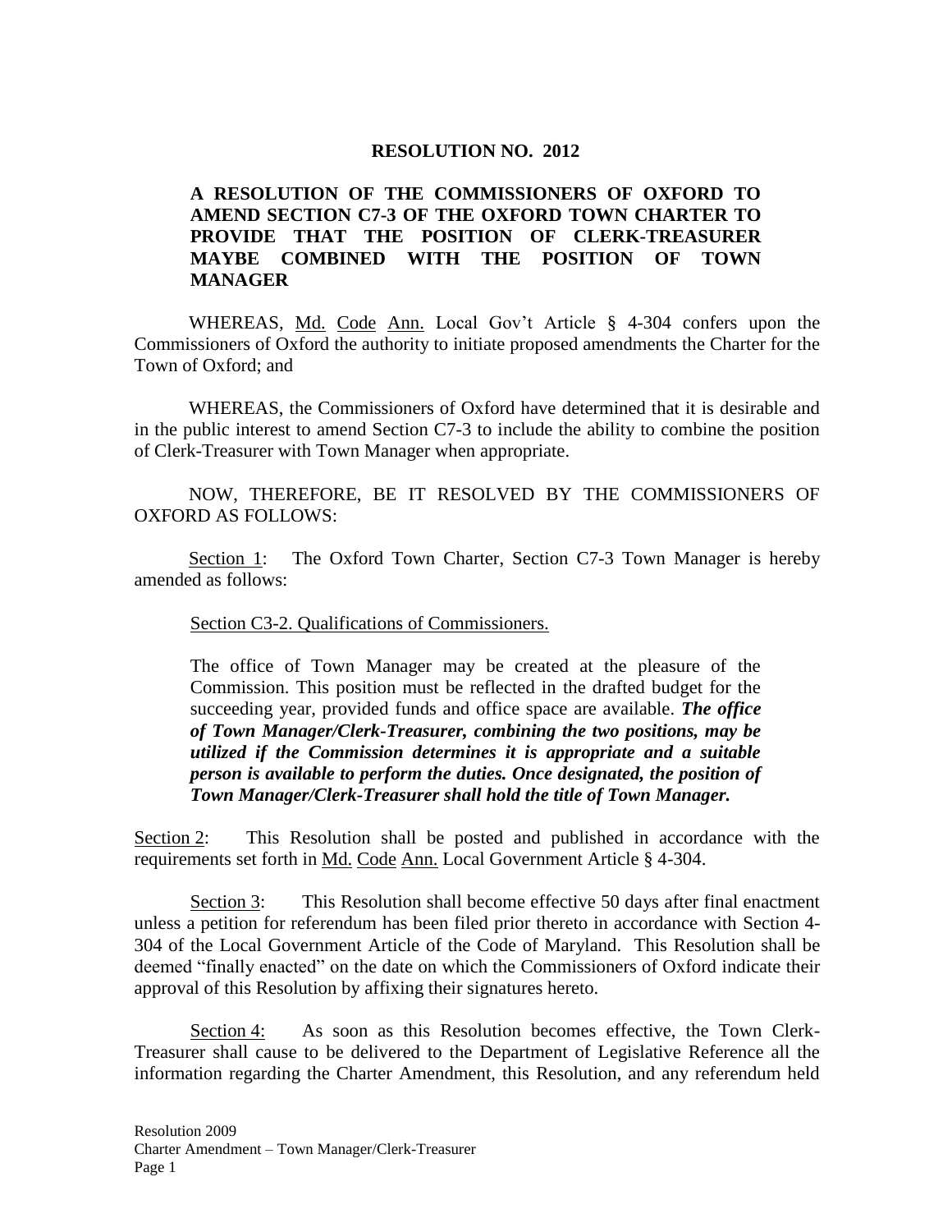**RESOLUTION NO. 2012**

**A RESOLUTION OF THE COMMISSIONERS OF OXFORD TO AMEND SECTION C7-3 OF THE OXFORD TOWN CHARTER TO PROVIDE THAT THE POSITION OF CLERK-TREASURER MAYBE COMBINED WITH THE POSITION OF TOWN MANAGER**

WHEREAS, Md. Code Ann. Local Gov't Article § 4-304 confers upon the Commissioners of Oxford the authority to initiate proposed amendments the Charter for the Town of Oxford; and

WHEREAS, the Commissioners of Oxford have determined that it is desirable and in the public interest to amend Section C7-3 to include the ability to combine the position of Clerk-Treasurer with Town Manager when appropriate.

NOW, THEREFORE, BE IT RESOLVED BY THE COMMISSIONERS OF OXFORD AS FOLLOWS:

Section 1: The Oxford Town Charter, Section C7-3 Town Manager is hereby amended as follows:

> Section C3-2. Qualifications of Commissioners.
>
> The office of Town Manager may be created at the pleasure of the Commission. This position must be reflected in the drafted budget for the succeeding year, provided funds and office space are available. ***The office of Town Manager/Clerk-Treasurer, combining the two positions, may be utilized if the Commission determines it is appropriate and a suitable person is available to perform the duties. Once designated, the position of Town Manager/Clerk-Treasurer shall hold the title of Town Manager.***

Section 2: This Resolution shall be posted and published in accordance with the requirements set forth in Md. Code Ann. Local Government Article § 4-304.

Section 3: This Resolution shall become effective 50 days after final enactment unless a petition for referendum has been filed prior thereto in accordance with Section 4-304 of the Local Government Article of the Code of Maryland. This Resolution shall be deemed "finally enacted" on the date on which the Commissioners of Oxford indicate their approval of this Resolution by affixing their signatures hereto.

Section 4: As soon as this Resolution becomes effective, the Town Clerk-Treasurer shall cause to be delivered to the Department of Legislative Reference all the information regarding the Charter Amendment, this Resolution, and any referendum held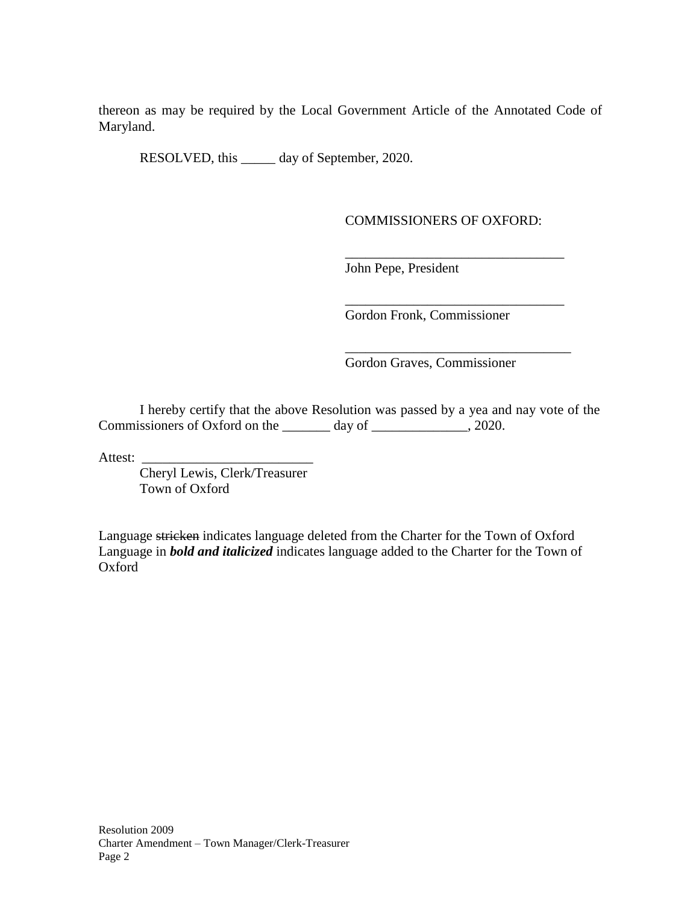thereon as may be required by the Local Government Article of the Annotated Code of Maryland.

RESOLVED, this _____ day of September, 2020.

COMMISSIONERS OF OXFORD:

_________________________________
John Pepe, President

_________________________________
Gordon Fronk, Commissioner

_________________________________
Gordon Graves, Commissioner

I hereby certify that the above Resolution was passed by a yea and nay vote of the Commissioners of Oxford on the _______ day of ______________, 2020.

Attest: _________________________
Cheryl Lewis, Clerk/Treasurer
Town of Oxford

Language ~~stricken~~ indicates language deleted from the Charter for the Town of Oxford
Language in ***bold and italicized*** indicates language added to the Charter for the Town of Oxford

Resolution 2009
Charter Amendment – Town Manager/Clerk-Treasurer